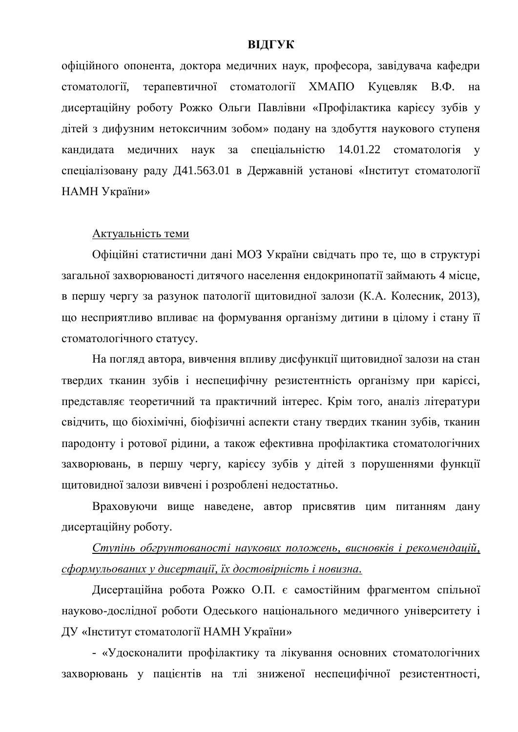# ВІДГУК

офіційного опонента, доктора медичних наук, професора, завідувача кафедри стоматології, терапевтичної стоматології ХМАПО Куцевляк В.Ф. на дисертаційну роботу Рожко Ольги Павлівни «Профілактика карієсу зубів у дітей з дифузним нетоксичним зобом» подану на здобуття наукового ступеня кандидата медичних наук за спеціальністю 14.01.22 стоматологія у спеціалізовану раду Д41.563.01 в Державній установі «Інститут стоматології НАМН України»

<u>Актуальність теми</u>

Офіційні статистични дані МОЗ України свідчать про те, що в структурі загальної захворюваності дитячого населення ендокринопатії займають 4 місце, в першу чергу за разунок патології щитовидної залози (К.А. Колесник, 2013), що несприятливо впливає на формування організму дитини в цілому і стану її стоматологічного статусу.

На погляд автора, вивчення впливу дисфункції щитовидної залози на стан твердих тканин зубів і неспецифічну резистентність організму при карієсі, представляє теоретичний та практичний інтерес. Крім того, аналіз літератури свідчить, що біохімічні, біофізичні аспекти стану твердих тканин зубів, тканин пародонту і ротової рідини, а також ефективна профілактика стоматологічних захворювань, в першу чергу, карієсу зубів у дітей з порушеннями функції щитовидної залози вивчені і розроблені недостатньо.

Враховуючи вище наведене, автор присвятив цим питанням дану дисертаційну роботу.

<u>*Ступінь обґрунтованості наукових положень, висновків і рекомендацій, сформульованих у дисертації, їх достовірність і новизна.*</u>

Дисертаційна робота Рожко О.П. є самостійним фрагментом спільної науково-дослідної роботи Одеського національного медичного університету і ДУ «Інститут стоматології НАМН України»

- «Удосконалити профілактику та лікування основних стоматологічних захворювань у пацієнтів на тлі зниженої неспецифічної резистентності,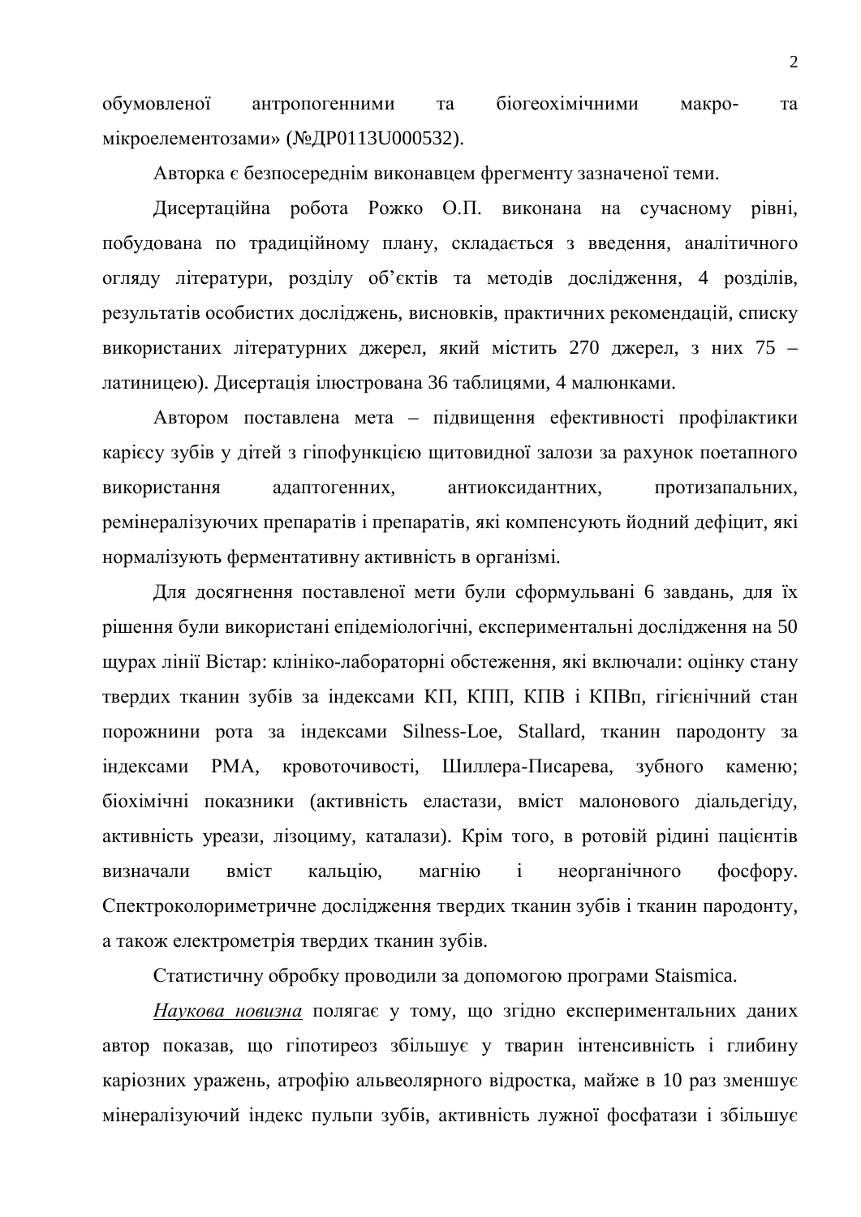обумовленої антропогенними та біогеохімічними макро- та мікроелементозами» (№ДР0113U000532).

Авторка є безпосереднім виконавцем фрегменту зазначеної теми.

Дисертаційна робота Рожко О.П. виконана на сучасному рівні, побудована по традиційному плану, складається з введення, аналітичного огляду літератури, розділу об'єктів та методів дослідження, 4 розділів, результатів особистих досліджень, висновків, практичних рекомендацій, списку використаних літературних джерел, який містить 270 джерел, з них 75 – латиницею). Дисертація ілюстрована 36 таблицями, 4 малюнками.

Автором поставлена мета – підвищення ефективності профілактики карієсу зубів у дітей з гіпофункцією щитовидної залози за рахунок поетапного використання адаптогенних, антиоксидантних, протизапальних, ремінералізуючих препаратів і препаратів, які компенсують йодний дефіцит, які нормалізують ферментативну активність в організмі.

Для досягнення поставленої мети були сформульвані 6 завдань, для їх рішення були використані епідеміологічні, експериментальні дослідження на 50 щурах лінії Вістар: клініко-лабораторні обстеження, які включали: оцінку стану твердих тканин зубів за індексами КП, КПП, КПВ і КПВп, гігієнічний стан порожнини рота за індексами Silness-Loe, Stallard, тканин пародонту за індексами РМА, кровоточивості, Шиллера-Писарева, зубного каменю; біохімічні показники (активність еластази, вміст малонового діальдегіду, активність уреази, лізоциму, каталази). Крім того, в ротовій рідині пацієнтів визначали вміст кальцію, магнію і неорганічного фосфору. Спектроколориметричне дослідження твердих тканин зубів і тканин пародонту, а також електрометрія твердих тканин зубів.

Статистичну обробку проводили за допомогою програми Staismica.

*Наукова новизна* полягає у тому, що згідно експериментальних даних автор показав, що гіпотиреоз збільшує у тварин інтенсивність і глибину каріозних уражень, атрофію альвеолярного відростка, майже в 10 раз зменшує мінералізуючий індекс пульпи зубів, активність лужної фосфатази і збільшує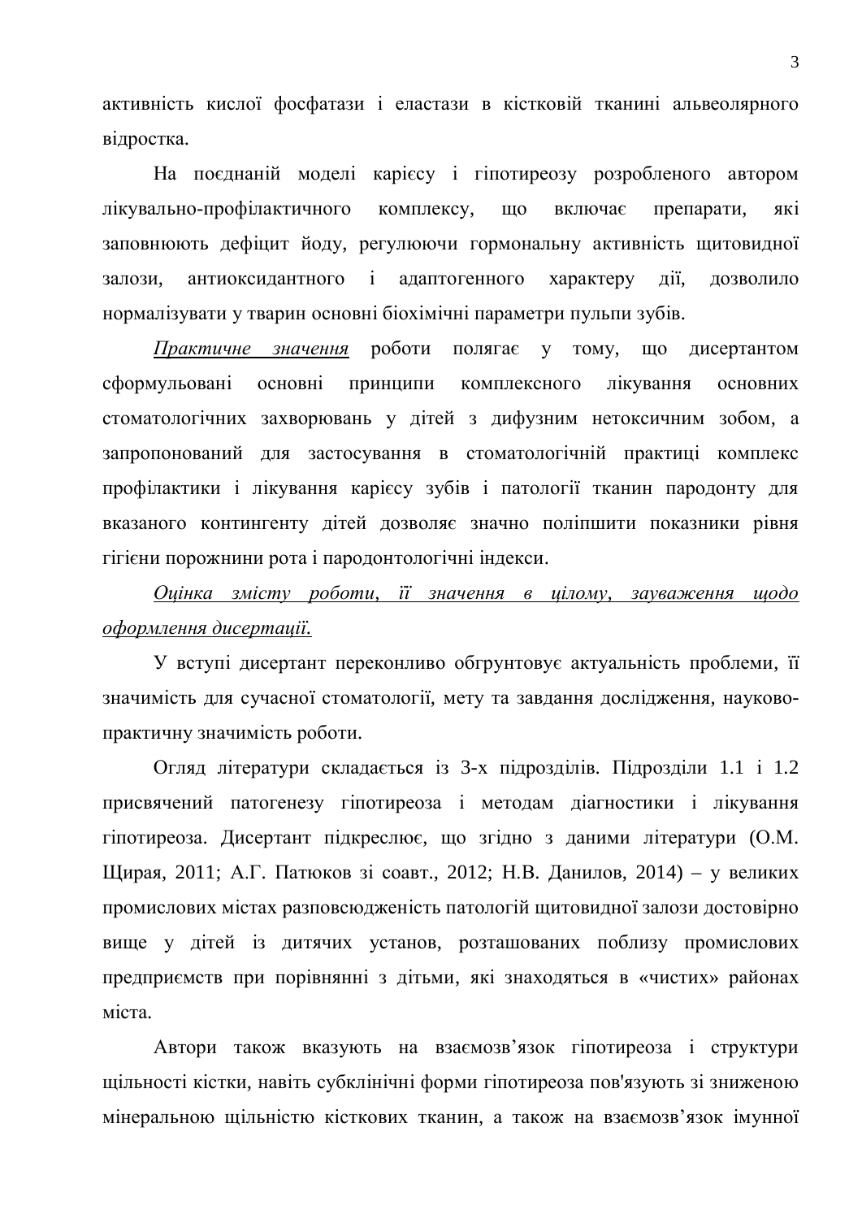активність кислої фосфатази і еластази в кістковій тканині альвеолярного відростка.

На поєднаній моделі карієсу і гіпотиреозу розробленого автором лікувально-профілактичного комплексу, що включає препарати, які заповнюють дефіцит йоду, регулюючи гормональну активність щитовидної залози, антиоксидантного і адаптогенного характеру дії, дозволило нормалізувати у тварин основні біохімічні параметри пульпи зубів.

*Практичне значення* роботи полягає у тому, що дисертантом сформульовані основні принципи комплексного лікування основних стоматологічних захворювань у дітей з дифузним нетоксичним зобом, а запропонований для застосування в стоматологічній практиці комплекс профілактики і лікування карієсу зубів і патології тканин пародонту для вказаного контингенту дітей дозволяє значно поліпшити показники рівня гігієни порожнини рота і пародонтологічні індекси.

*Оцінка змісту роботи, її значення в цілому, зауваження щодо оформлення дисертації.*

У вступі дисертант переконливо обгрунтовує актуальність проблеми, її значимість для сучасної стоматології, мету та завдання дослідження, науково-практичну значимість роботи.

Огляд літератури складається із 3-х підрозділів. Підрозділи 1.1 і 1.2 присвячений патогенезу гіпотиреоза і методам діагностики і лікування гіпотиреоза. Дисертант підкреслює, що згідно з даними літератури (О.М. Щирая, 2011; А.Г. Патюков зі соавт., 2012; Н.В. Данилов, 2014) – у великих промислових містах разповсюдженість патологій щитовидної залози достовірно вище у дітей із дитячих установ, розташованих поблизу промислових предприємств при порівнянні з дітьми, які знаходяться в «чистих» районах міста.

Автори також вказують на взаємозв'язок гіпотиреоза і структури щільності кістки, навіть субклінічні форми гіпотиреоза пов'язують зі зниженою мінеральною щільністю кісткових тканин, а також на взаємозв'язок імунної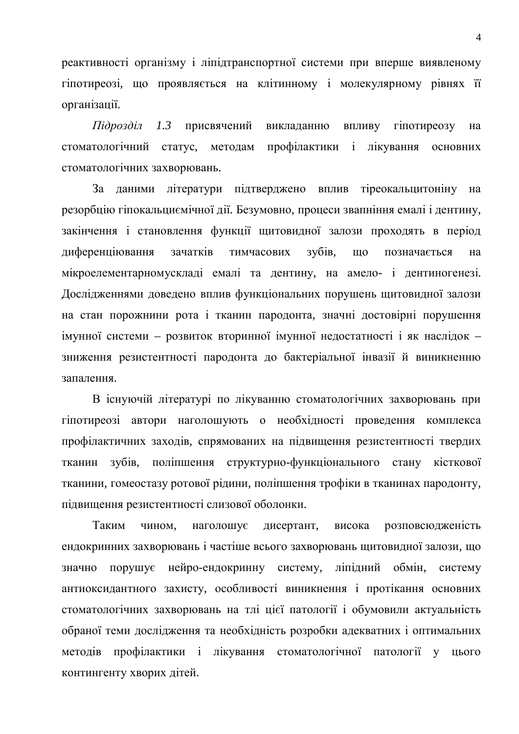реактивності організму і ліпідтранспортної системи при вперше виявленому гіпотиреозі, що проявляється на клітинному і молекулярному рівнях її організації.

*Підрозділ 1.3* присвячений викладанню впливу гіпотиреозу на стоматологічний статус, методам профілактики і лікування основних стоматологічних захворювань.

За даними літератури підтверджено вплив тіреокальцитоніну на резорбцію гіпокальциємічної дії. Безумовно, процеси звапніння емалі і дентину, закінчення і становлення функції щитовидної залози проходять в період диференціювання зачатків тимчасових зубів, що позначається на мікроелементарномускладі емалі та дентину, на амело- і дентиногенезі. Дослідженнями доведено вплив функціональних порушень щитовидної залози на стан порожнини рота і тканин пародонта, значні достовірні порушення імунної системи – розвиток вторинної імунної недостатності і як наслідок – зниження резистентності пародонта до бактеріальної інвазії й виникненню запалення.

В існуючій літературі по лікуванню стоматологічних захворювань при гіпотиреозі автори наголошують о необхідності проведення комплекса профілактичних заходів, спрямованих на підвищення резистентності твердих тканин зубів, поліпшення структурно-функціонального стану кісткової тканини, гомеостазу ротової рідини, поліпшення трофіки в тканинах пародонту, підвищення резистентності слизової оболонки.

Таким чином, наголошує дисертант, висока розповсюдженість ендокринних захворювань і частіше всього захворювань щитовидної залози, що значно порушує нейро-ендокринну систему, ліпідний обмін, систему антиоксидантного захисту, особливості виникнення і протікання основних стоматологічних захворювань на тлі цієї патології і обумовили актуальність обраної теми дослідження та необхідність розробки адекватних і оптимальних методів профілактики і лікування стоматологічної патології у цього контингенту хворих дітей.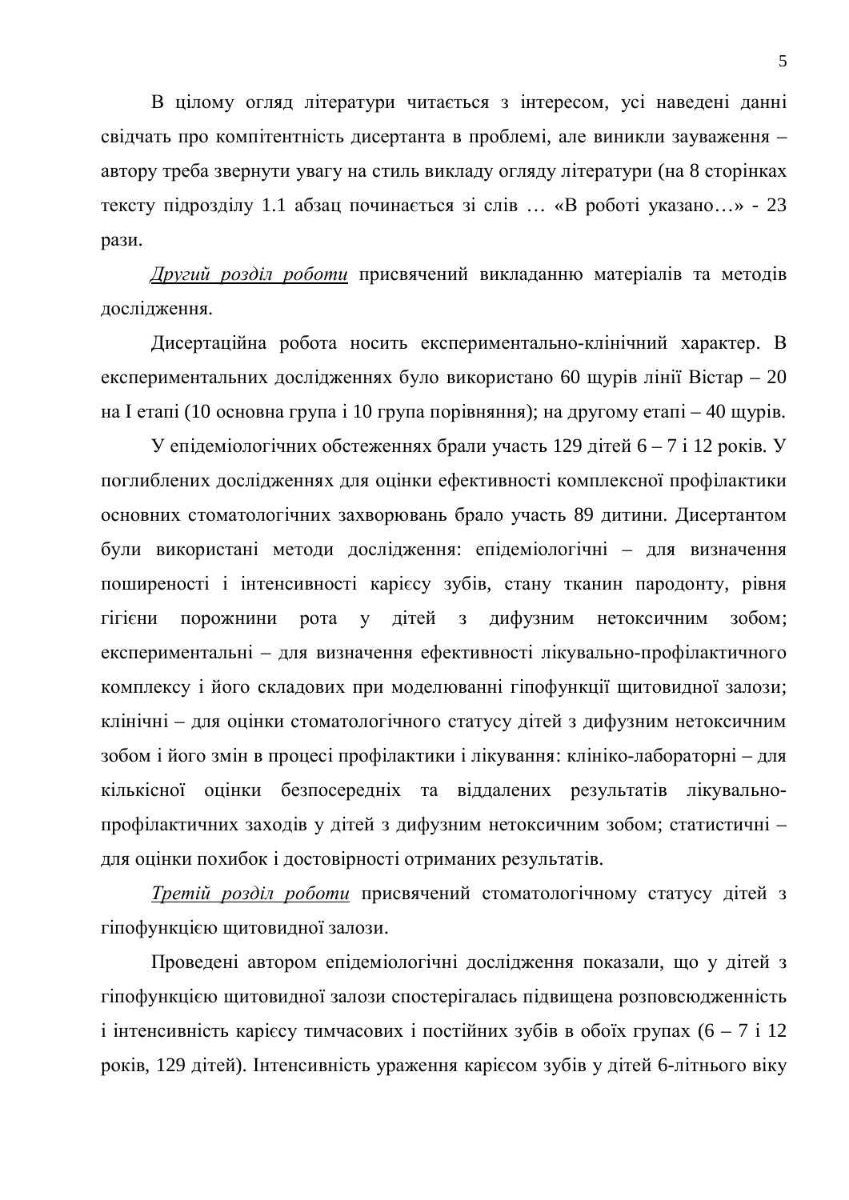В цілому огляд літератури читається з інтересом, усі наведені данні свідчать про компітентність дисертанта в проблемі, але виникли зауваження – автору треба звернути увагу на стиль викладу огляду літератури (на 8 сторінках тексту підрозділу 1.1 абзац починається зі слів … «В роботі указано…» - 23 рази.

*<u>Другий розділ роботи</u>* присвячений викладанню матеріалів та методів дослідження.

Дисертаційна робота носить експериментально-клінічний характер. В експериментальних дослідженнях було використано 60 щурів лінії Вістар – 20 на І етапі (10 основна група і 10 група порівняння); на другому етапі – 40 щурів.

У епідеміологічних обстеженнях брали участь 129 дітей 6 – 7 і 12 років. У поглиблених дослідженнях для оцінки ефективності комплексної профілактики основних стоматологічних захворювань брало участь 89 дитини. Дисертантом були використані методи дослідження: епідеміологічні – для визначення поширеності і інтенсивності карієсу зубів, стану тканин пародонту, рівня гігієни порожнини рота у дітей з дифузним нетоксичним зобом; експериментальні – для визначення ефективності лікувально-профілактичного комплексу і його складових при моделюванні гіпофункції щитовидної залози; клінічні – для оцінки стоматологічного статусу дітей з дифузним нетоксичним зобом і його змін в процесі профілактики і лікування: клініко-лабораторні – для кількісної оцінки безпосередніх та віддалених результатів лікувально-профілактичних заходів у дітей з дифузним нетоксичним зобом; статистичні – для оцінки похибок і достовірності отриманих результатів.

*<u>Третій розділ роботи</u>* присвячений стоматологічному статусу дітей з гіпофункцією щитовидної залози.

Проведені автором епідеміологічні дослідження показали, що у дітей з гіпофункцією щитовидної залози спостерігалась підвищена розповсюдженність і інтенсивність карієсу тимчасових і постійних зубів в обоїх групах (6 – 7 і 12 років, 129 дітей). Інтенсивність ураження карієсом зубів у дітей 6-літнього віку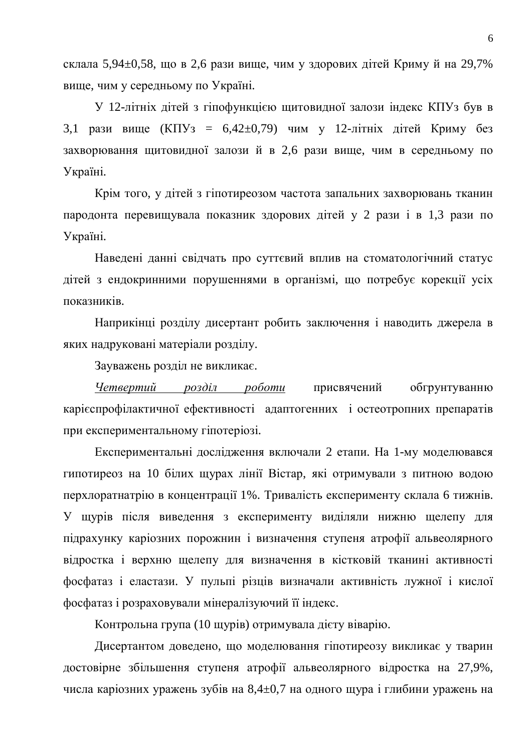склала 5,94±0,58, що в 2,6 рази вище, чим у здорових дітей Криму й на 29,7% вище, чим у середньому по Україні.

У 12-літніх дітей з гіпофункцією щитовидної залози індекс КПУз був в 3,1 рази вище (КПУз = 6,42±0,79) чим у 12-літніх дітей Криму без захворювання щитовидної залози й в 2,6 рази вище, чим в середньому по Україні.

Крім того, у дітей з гіпотиреозом частота запальних захворювань тканин пародонта перевищувала показник здорових дітей у 2 рази і в 1,3 рази по Україні.

Наведені данні свідчать про суттєвий вплив на стоматологічний статус дітей з ендокринними порушеннями в організмі, що потребує корекції усіх показників.

Наприкінці розділу дисертант робить заключення і наводить джерела в яких надруковані матеріали розділу.

Зауважень розділ не викликає.

*Четвертий розділ роботи* присвячений обгрунтуванню карієспрофілактичної ефективності адаптогенних і остеотропних препаратів при експериментальному гіпотеріозі.

Експериментальні дослідження включали 2 етапи. На 1-му моделювався гипотиреоз на 10 білих щурах лінії Вістар, які отримували з питною водою перхлоратнатрію в концентрації 1%. Тривалість експерименту склала 6 тижнів. У щурів після виведення з експерименту виділяли нижню щелепу для підрахунку каріозних порожнин і визначення ступеня атрофії альвеолярного відростка і верхню щелепу для визначення в кістковій тканині активності фосфатаз і еластази. У пульпі різців визначали активність лужної і кислої фосфатаз і розраховували мінералізуючий її індекс.

Контрольна група (10 щурів) отримувала дієту віварію.

Дисертантом доведено, що моделювання гіпотиреозу викликає у тварин достовірне збільшення ступеня атрофії альвеолярного відростка на 27,9%, числа каріозних уражень зубів на 8,4±0,7 на одного щура і глибини уражень на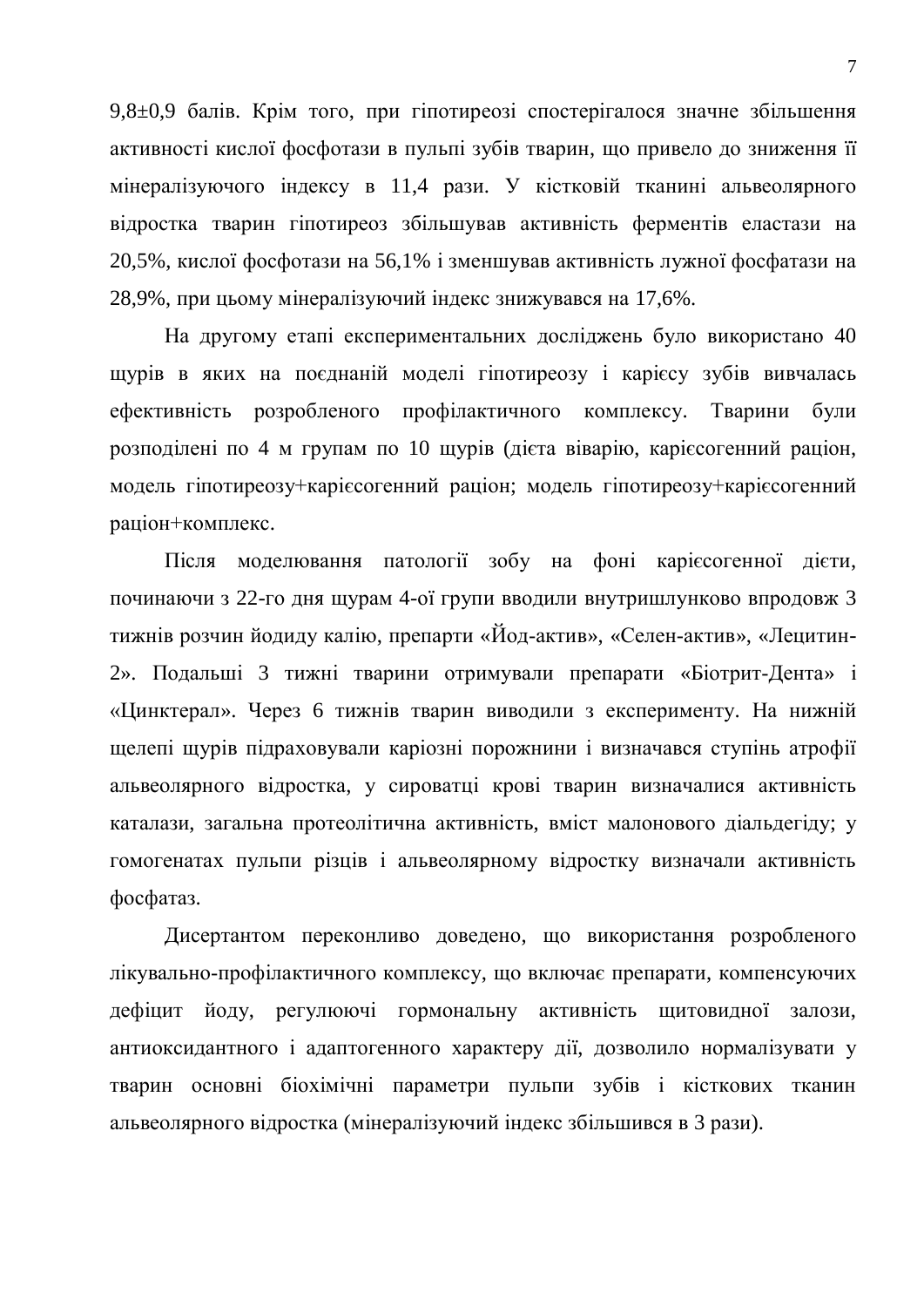9,8±0,9 балів. Крім того, при гіпотиреозі спостерігалося значне збільшення активності кислої фосфотази в пульпі зубів тварин, що привело до зниження її мінералізуючого індексу в 11,4 рази. У кістковій тканині альвеолярного відростка тварин гіпотиреоз збільшував активність ферментів еластази на 20,5%, кислої фосфотази на 56,1% і зменшував активність лужної фосфатази на 28,9%, при цьому мінералізуючий індекс знижувався на 17,6%.

На другому етапі експериментальних досліджень було використано 40 щурів в яких на поєднаній моделі гіпотиреозу і карієсу зубів вивчалась ефективність розробленого профілактичного комплексу. Тварини були розподілені по 4 м групам по 10 щурів (дієта віварію, карієсогенний раціон, модель гіпотиреозу+карієсогенний раціон; модель гіпотиреозу+карієсогенний раціон+комплекс.

Після моделювання патології зобу на фоні карієсогенної дієти, починаючи з 22-го дня щурам 4-ої групи вводили внутришлунково впродовж 3 тижнів розчин йодиду калію, препарти «Йод-актив», «Селен-актив», «Лецитин-2». Подальші 3 тижні тварини отримували препарати «Біотрит-Дента» і «Цинктерал». Через 6 тижнів тварин виводили з експерименту. На нижній щелепі щурів підраховували каріозні порожнини і визначався ступінь атрофії альвеолярного відростка, у сироватці крові тварин визначалися активність каталази, загальна протеолітична активність, вміст малонового діальдегіду; у гомогенатах пульпи різців і альвеолярному відростку визначали активність фосфатаз.

Дисертантом переконливо доведено, що використання розробленого лікувально-профілактичного комплексу, що включає препарати, компенсуючих дефіцит йоду, регулюючі гормональну активність щитовидної залози, антиоксидантного і адаптогенного характеру дії, дозволило нормалізувати у тварин основні біохімічні параметри пульпи зубів і кісткових тканин альвеолярного відростка (мінералізуючий індекс збільшився в 3 рази).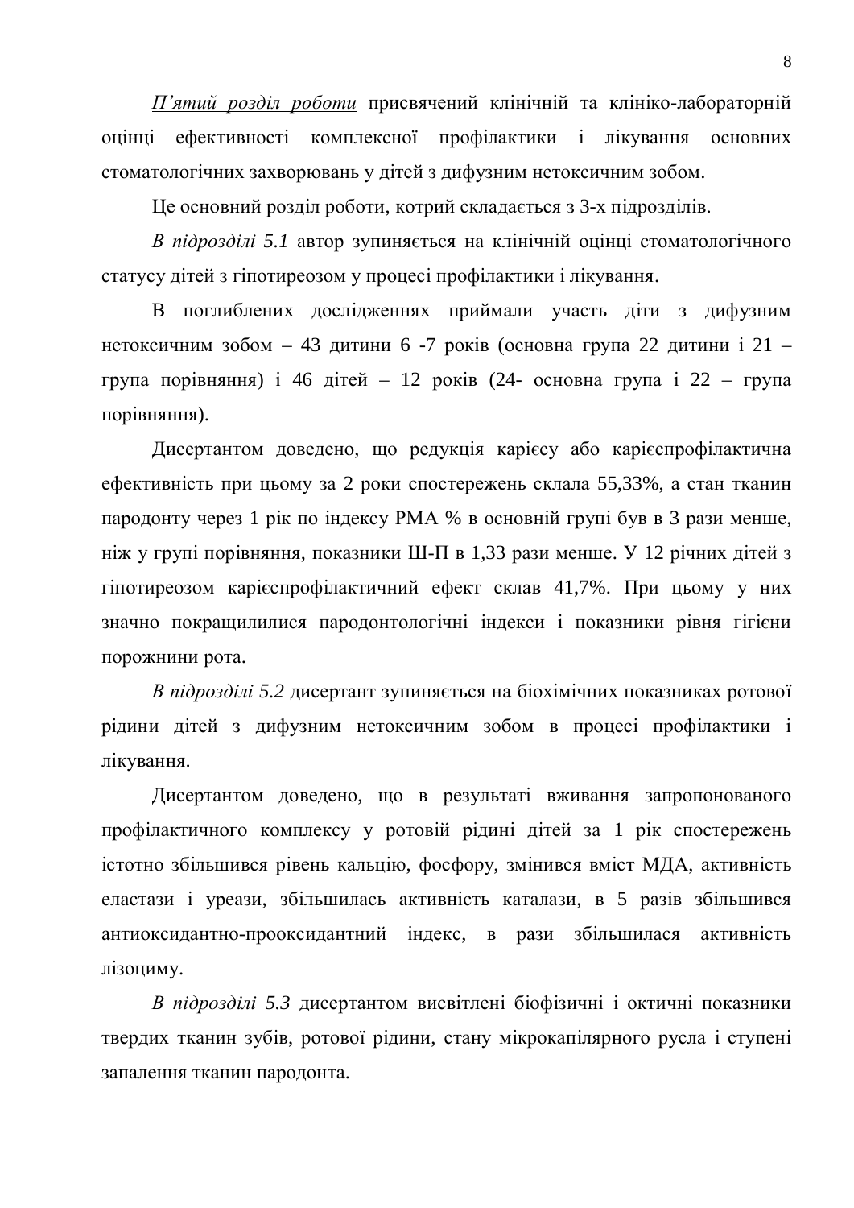*<u>П'ятий розділ роботи</u>* присвячений клінічній та клініко-лабораторній оцінці ефективності комплексної профілактики і лікування основних стоматологічних захворювань у дітей з дифузним нетоксичним зобом.

Це основний розділ роботи, котрий складається з 3-х підрозділів.

*В підрозділі 5.1* автор зупиняється на клінічній оцінці стоматологічного статусу дітей з гіпотиреозом у процесі профілактики і лікування.

В поглиблених дослідженнях приймали участь діти з дифузним нетоксичним зобом – 43 дитини 6 -7 років (основна група 22 дитини і 21 – група порівняння) і 46 дітей – 12 років (24- основна група і 22 – група порівняння).

Дисертантом доведено, що редукція карієсу або карієспрофілактична ефективність при цьому за 2 роки спостережень склала 55,33%, а стан тканин пародонту через 1 рік по індексу РМА % в основній групі був в 3 рази менше, ніж у групі порівняння, показники Ш-П в 1,33 рази менше. У 12 річних дітей з гіпотиреозом карієспрофілактичний ефект склав 41,7%. При цьому у них значно покращилилися пародонтологічні індекси і показники рівня гігієни порожнини рота.

*В підрозділі 5.2* дисертант зупиняється на біохімічних показниках ротової рідини дітей з дифузним нетоксичним зобом в процесі профілактики і лікування.

Дисертантом доведено, що в результаті вживання запропонованого профілактичного комплексу у ротовій рідині дітей за 1 рік спостережень істотно збільшився рівень кальцію, фосфору, змінився вміст МДА, активність еластази і уреази, збільшилась активність каталази, в 5 разів збільшився антиоксидантно-прооксидантний індекс, в рази збільшилася активність лізоциму.

*В підрозділі 5.3* дисертантом висвітлені біофізичні і октичні показники твердих тканин зубів, ротової рідини, стану мікрокапілярного русла і ступені запалення тканин пародонта.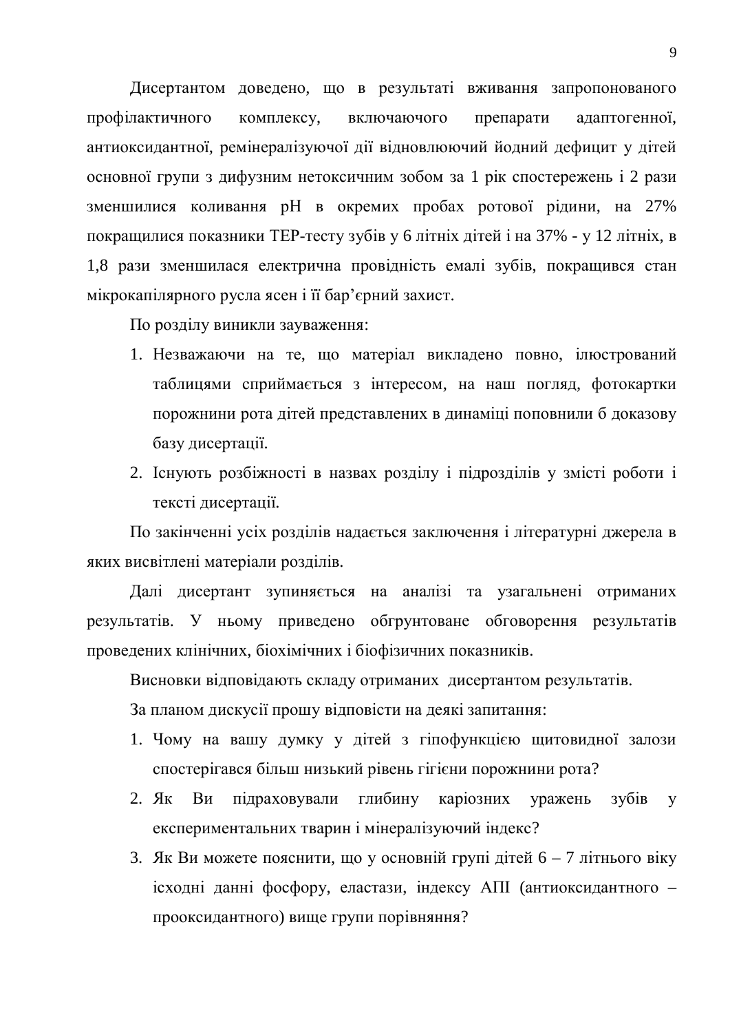Дисертантом доведено, що в результаті вживання запропонованого профілактичного комплексу, включаючого препарати адаптогенної, антиоксидантної, ремінералізуючої дії відновлюючий йодний дефицит у дітей основної групи з дифузним нетоксичним зобом за 1 рік спостережень і 2 рази зменшилися коливання pH в окремих пробах ротової рідини, на 27% покращилися показники ТЕР-тесту зубів у 6 літніх дітей і на 37% - у 12 літніх, в 1,8 рази зменшилася електрична провідність емалі зубів, покращився стан мікрокапілярного русла ясен і її бар'єрний захист.

По розділу виникли зауваження:

1. Незважаючи на те, що матеріал викладено повно, ілюстрований таблицями сприймається з інтересом, на наш погляд, фотокартки порожнини рота дітей представлених в динаміці поповнили б доказову базу дисертації.
2. Існують розбіжності в назвах розділу і підрозділів у змісті роботи і тексті дисертації.

По закінченні усіх розділів надається заключення і літературні джерела в яких висвітлені матеріали розділів.

Далі дисертант зупиняється на аналізі та узагальнені отриманих результатів. У ньому приведено обгрунтоване обговорення результатів проведених клінічних, біохімічних і біофізичних показників.

Висновки відповідають складу отриманих дисертантом результатів.

За планом дискусії прошу відповісти на деякі запитання:

1. Чому на вашу думку у дітей з гіпофункцією щитовидної залози спостерігався більш низький рівень гігієни порожнини рота?
2. Як Ви підраховували глибину каріозних уражень зубів у експериментальних тварин і мінералізуючий індекс?
3. Як Ви можете пояснити, що у основній групі дітей 6 – 7 літнього віку іісходні данні фосфору, еластази, індексу АПІ (антиоксидантного – прооксидантного) вище групи порівняння?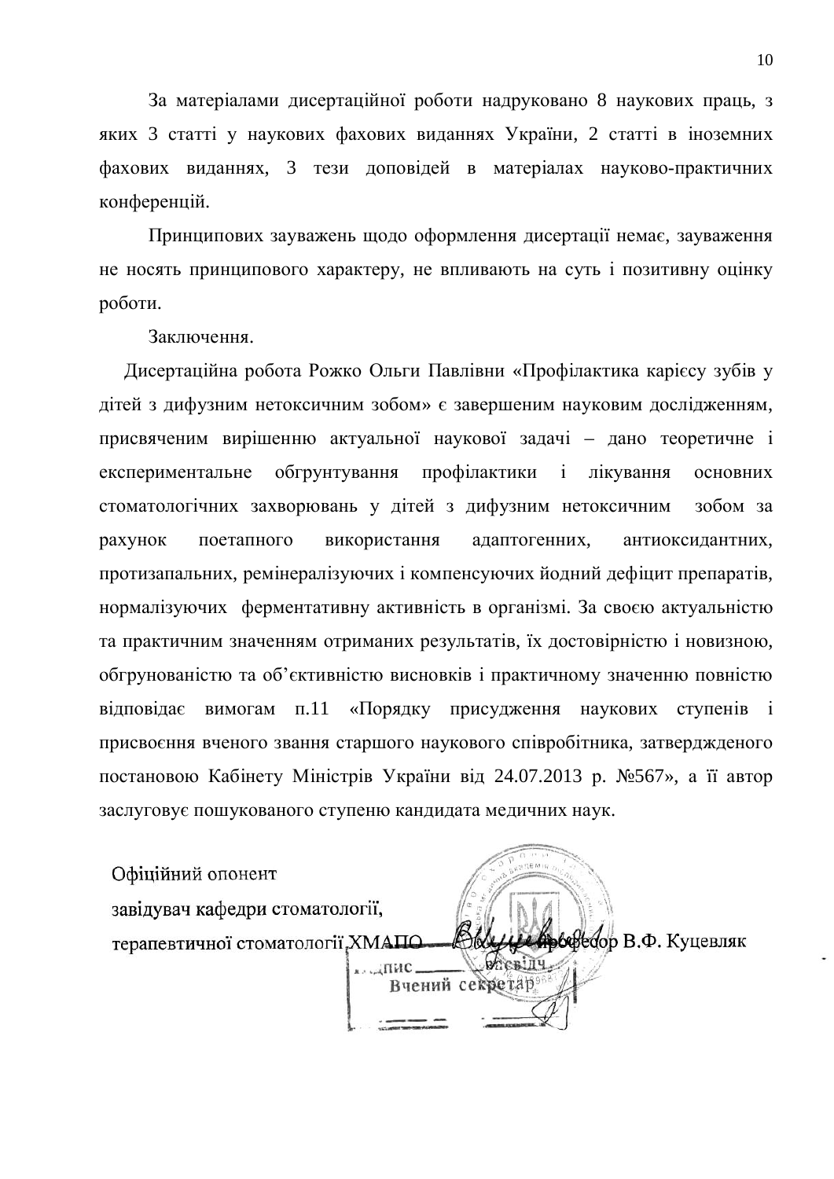За матеріалами дисертаційної роботи надруковано 8 наукових праць, з яких 3 статті у наукових фахових виданнях України, 2 статті в іноземних фахових виданнях, 3 тези доповідей в матеріалах науково-практичних конференцій.

Принципових зауважень щодо оформлення дисертації немає, зауваження не носять принципового характеру, не впливають на суть і позитивну оцінку роботи.

Заключення.

Дисертаційна робота Рожко Ольги Павлівни «Профілактика карієсу зубів у дітей з дифузним нетоксичним зобом» є завершеним науковим дослідженням, присвяченим вирішенню актуальної наукової задачі – дано теоретичне і експериментальне обгрунтування профілактики і лікування основних стоматологічних захворювань у дітей з дифузним нетоксичним зобом за рахунок поетапного використання адаптогенних, антиоксидантних, протизапальних, ремінералізуючих і компенсуючих йодний дефіцит препаратів, нормалізуючих ферментативну активність в організмі. За своєю актуальністю та практичним значенням отриманих результатів, їх достовірністю і новизною, обгрунованістю та об'єктивністю висновків і практичному значенню повністю відповідає вимогам п.11 «Порядку присудження наукових ступенів і присвоєння вченого звання старшого наукового співробітника, затвердженого постановою Кабінету Міністрів України від 24.07.2013 р. №567», а її автор заслуговує пошукованого ступеню кандидата медичних наук.

Офіційний опонент
завідувач кафедри стоматології,
терапевтичної стоматології ХМАПО — професор В.Ф. Куцевляк

Підпис ______ засвідчую
Вчений секретар